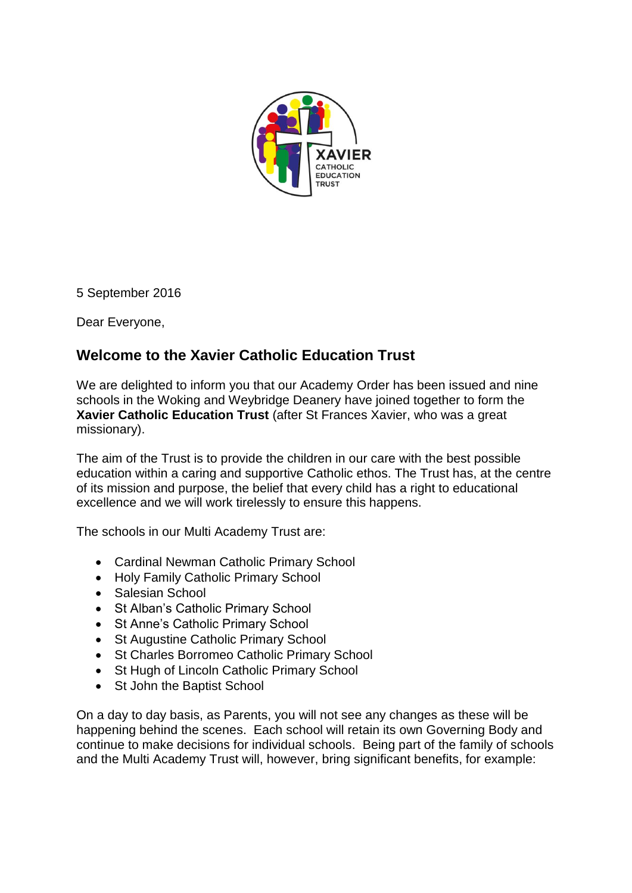5 September 2016

Dear Everyone,

## Welcome to the Xavier Catholic Education Trust

We are delighted to inform you that our Academy Order has been issued and nine schools in the Woking and Weybridge Deanery have joined together to form the **Xavier Catholic Education Trust** (after St Frances Xavier, who was a great missionary).

The aim of the Trust is to provide the children in our care with the best possible education within a caring and supportive Catholic ethos. The Trust has, at the centre of its mission and purpose, the belief that every child has a right to educational excellence and we will work tirelessly to ensure this happens.

The schools in our Multi Academy Trust are:

- Cardinal Newman Catholic Primary School
- Holy Family Catholic Primary School
- Salesian School
- St Alban's Catholic Primary School
- St Anne's Catholic Primary School
- St Augustine Catholic Primary School
- St Charles Borromeo Catholic Primary School
- St Hugh of Lincoln Catholic Primary School
- St John the Baptist School

On a day to day basis, as Parents, you will not see any changes as these will be happening behind the scenes. Each school will retain its own Governing Body and continue to make decisions for individual schools. Being part of the family of schools and the Multi Academy Trust will, however, bring significant benefits, for example: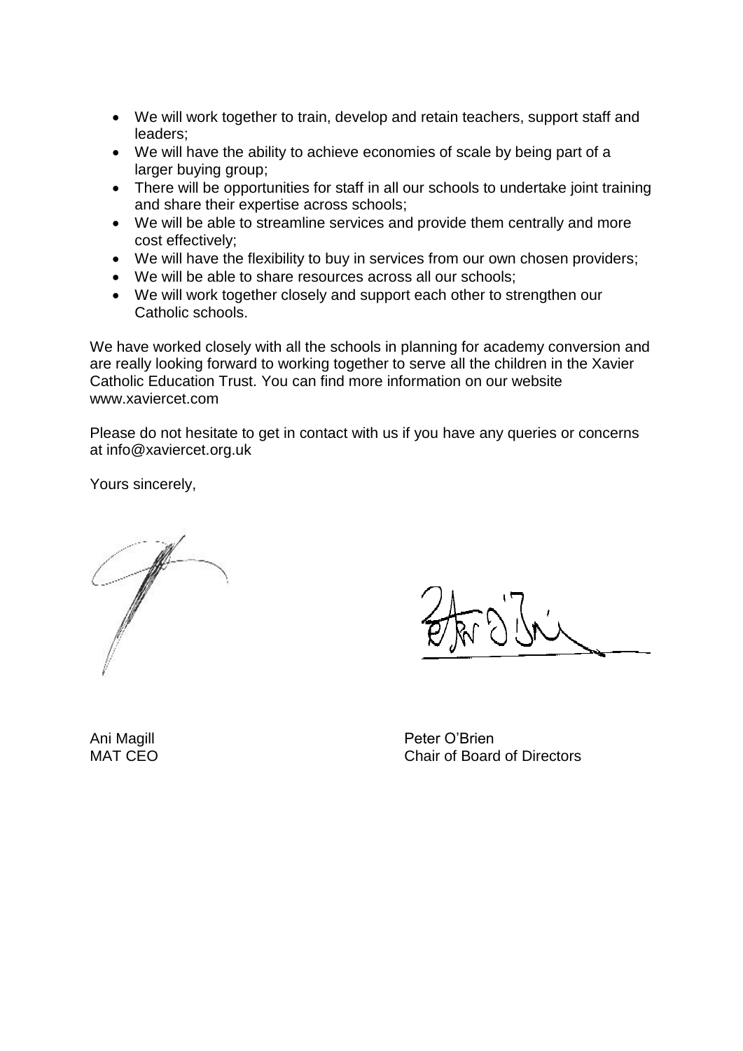- We will work together to train, develop and retain teachers, support staff and leaders;
- We will have the ability to achieve economies of scale by being part of a larger buying group;
- There will be opportunities for staff in all our schools to undertake joint training and share their expertise across schools;
- We will be able to streamline services and provide them centrally and more cost effectively;
- We will have the flexibility to buy in services from our own chosen providers;
- We will be able to share resources across all our schools;
- We will work together closely and support each other to strengthen our Catholic schools.

We have worked closely with all the schools in planning for academy conversion and are really looking forward to working together to serve all the children in the Xavier Catholic Education Trust. You can find more information on our website www.xaviercet.com

Please do not hesitate to get in contact with us if you have any queries or concerns at info@xaviercet.org.uk

Yours sincerely,

Ani Magill
MAT CEO

Peter O'Brien
Chair of Board of Directors